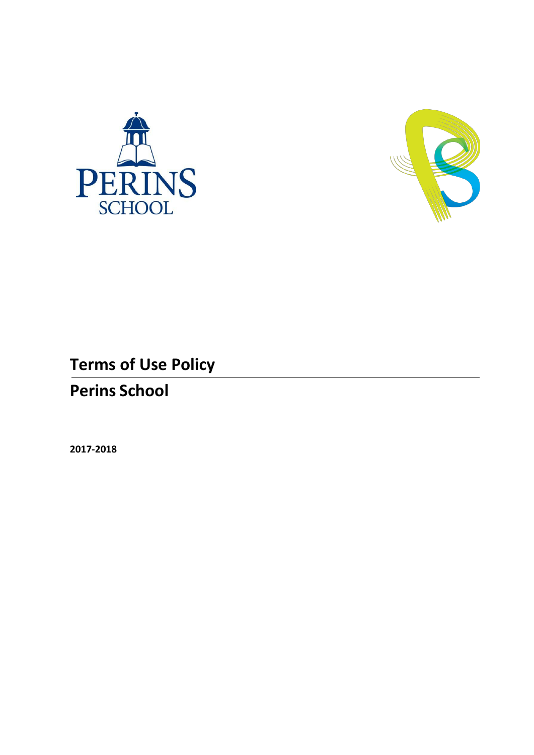# Terms of Use Policy

## Perins School

**2017-2018**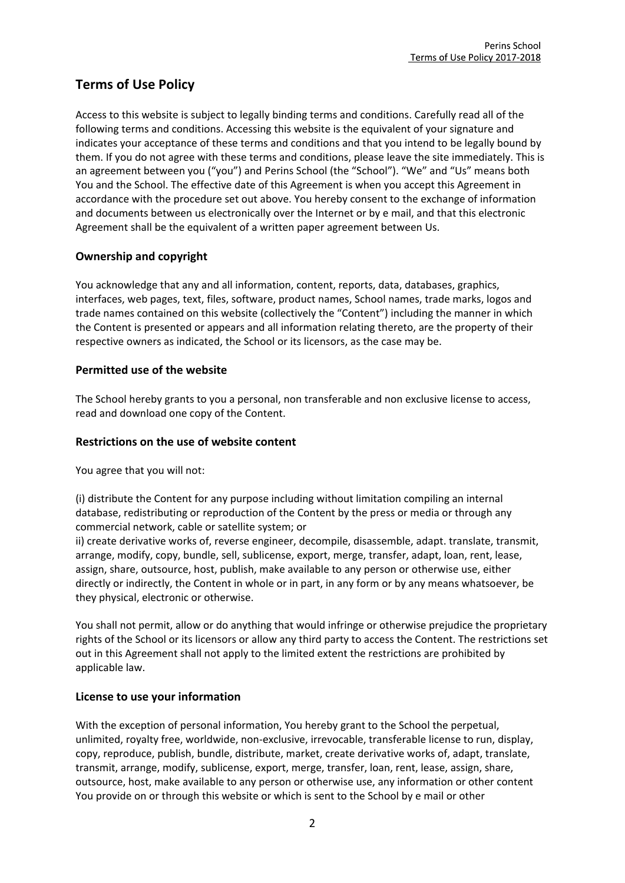## Terms of Use Policy

Access to this website is subject to legally binding terms and conditions. Carefully read all of the following terms and conditions. Accessing this website is the equivalent of your signature and indicates your acceptance of these terms and conditions and that you intend to be legally bound by them. If you do not agree with these terms and conditions, please leave the site immediately. This is an agreement between you ("you") and Perins School (the "School"). "We" and "Us" means both You and the School. The effective date of this Agreement is when you accept this Agreement in accordance with the procedure set out above. You hereby consent to the exchange of information and documents between us electronically over the Internet or by e mail, and that this electronic Agreement shall be the equivalent of a written paper agreement between Us.

### Ownership and copyright

You acknowledge that any and all information, content, reports, data, databases, graphics, interfaces, web pages, text, files, software, product names, School names, trade marks, logos and trade names contained on this website (collectively the "Content") including the manner in which the Content is presented or appears and all information relating thereto, are the property of their respective owners as indicated, the School or its licensors, as the case may be.

### Permitted use of the website

The School hereby grants to you a personal, non transferable and non exclusive license to access, read and download one copy of the Content.

### Restrictions on the use of website content

You agree that you will not:

(i) distribute the Content for any purpose including without limitation compiling an internal database, redistributing or reproduction of the Content by the press or media or through any commercial network, cable or satellite system; or
ii) create derivative works of, reverse engineer, decompile, disassemble, adapt. translate, transmit, arrange, modify, copy, bundle, sell, sublicense, export, merge, transfer, adapt, loan, rent, lease, assign, share, outsource, host, publish, make available to any person or otherwise use, either directly or indirectly, the Content in whole or in part, in any form or by any means whatsoever, be they physical, electronic or otherwise.

You shall not permit, allow or do anything that would infringe or otherwise prejudice the proprietary rights of the School or its licensors or allow any third party to access the Content. The restrictions set out in this Agreement shall not apply to the limited extent the restrictions are prohibited by applicable law.

### License to use your information

With the exception of personal information, You hereby grant to the School the perpetual, unlimited, royalty free, worldwide, non-exclusive, irrevocable, transferable license to run, display, copy, reproduce, publish, bundle, distribute, market, create derivative works of, adapt, translate, transmit, arrange, modify, sublicense, export, merge, transfer, loan, rent, lease, assign, share, outsource, host, make available to any person or otherwise use, any information or other content You provide on or through this website or which is sent to the School by e mail or other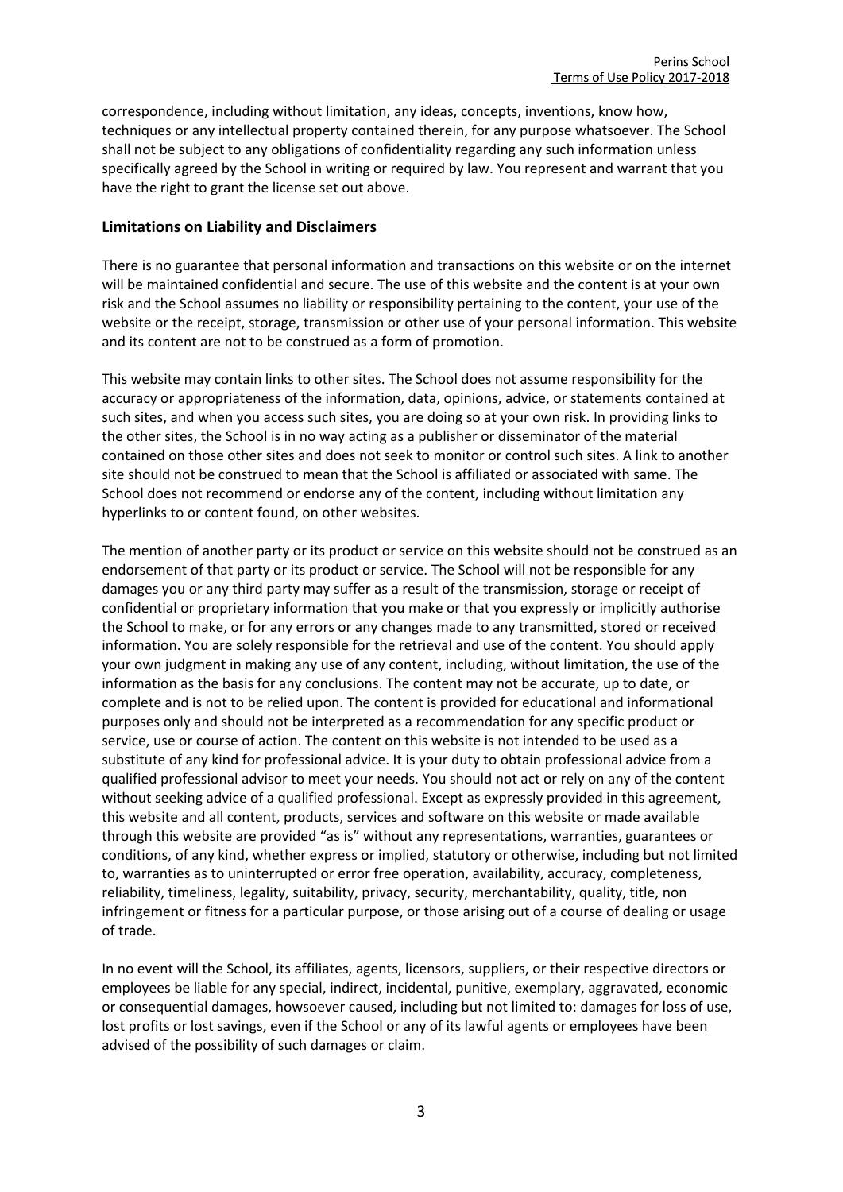correspondence, including without limitation, any ideas, concepts, inventions, know how, techniques or any intellectual property contained therein, for any purpose whatsoever. The School shall not be subject to any obligations of confidentiality regarding any such information unless specifically agreed by the School in writing or required by law. You represent and warrant that you have the right to grant the license set out above.

## Limitations on Liability and Disclaimers

There is no guarantee that personal information and transactions on this website or on the internet will be maintained confidential and secure. The use of this website and the content is at your own risk and the School assumes no liability or responsibility pertaining to the content, your use of the website or the receipt, storage, transmission or other use of your personal information. This website and its content are not to be construed as a form of promotion.

This website may contain links to other sites. The School does not assume responsibility for the accuracy or appropriateness of the information, data, opinions, advice, or statements contained at such sites, and when you access such sites, you are doing so at your own risk. In providing links to the other sites, the School is in no way acting as a publisher or disseminator of the material contained on those other sites and does not seek to monitor or control such sites. A link to another site should not be construed to mean that the School is affiliated or associated with same. The School does not recommend or endorse any of the content, including without limitation any hyperlinks to or content found, on other websites.

The mention of another party or its product or service on this website should not be construed as an endorsement of that party or its product or service. The School will not be responsible for any damages you or any third party may suffer as a result of the transmission, storage or receipt of confidential or proprietary information that you make or that you expressly or implicitly authorise the School to make, or for any errors or any changes made to any transmitted, stored or received information. You are solely responsible for the retrieval and use of the content. You should apply your own judgment in making any use of any content, including, without limitation, the use of the information as the basis for any conclusions. The content may not be accurate, up to date, or complete and is not to be relied upon. The content is provided for educational and informational purposes only and should not be interpreted as a recommendation for any specific product or service, use or course of action. The content on this website is not intended to be used as a substitute of any kind for professional advice. It is your duty to obtain professional advice from a qualified professional advisor to meet your needs. You should not act or rely on any of the content without seeking advice of a qualified professional. Except as expressly provided in this agreement, this website and all content, products, services and software on this website or made available through this website are provided "as is" without any representations, warranties, guarantees or conditions, of any kind, whether express or implied, statutory or otherwise, including but not limited to, warranties as to uninterrupted or error free operation, availability, accuracy, completeness, reliability, timeliness, legality, suitability, privacy, security, merchantability, quality, title, non infringement or fitness for a particular purpose, or those arising out of a course of dealing or usage of trade.

In no event will the School, its affiliates, agents, licensors, suppliers, or their respective directors or employees be liable for any special, indirect, incidental, punitive, exemplary, aggravated, economic or consequential damages, howsoever caused, including but not limited to: damages for loss of use, lost profits or lost savings, even if the School or any of its lawful agents or employees have been advised of the possibility of such damages or claim.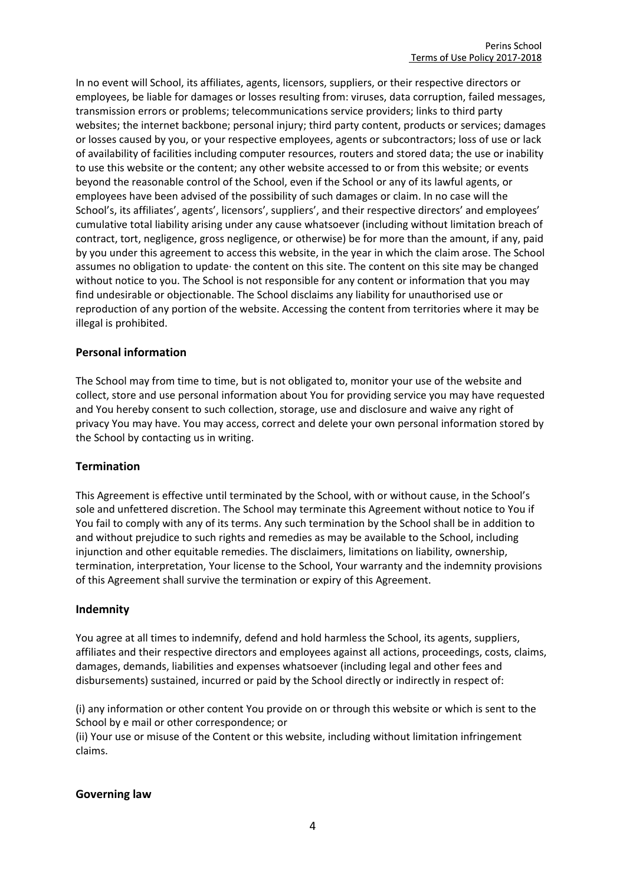In no event will School, its affiliates, agents, licensors, suppliers, or their respective directors or employees, be liable for damages or losses resulting from: viruses, data corruption, failed messages, transmission errors or problems; telecommunications service providers; links to third party websites; the internet backbone; personal injury; third party content, products or services; damages or losses caused by you, or your respective employees, agents or subcontractors; loss of use or lack of availability of facilities including computer resources, routers and stored data; the use or inability to use this website or the content; any other website accessed to or from this website; or events beyond the reasonable control of the School, even if the School or any of its lawful agents, or employees have been advised of the possibility of such damages or claim. In no case will the School's, its affiliates', agents', licensors', suppliers', and their respective directors' and employees' cumulative total liability arising under any cause whatsoever (including without limitation breach of contract, tort, negligence, gross negligence, or otherwise) be for more than the amount, if any, paid by you under this agreement to access this website, in the year in which the claim arose. The School assumes no obligation to update· the content on this site. The content on this site may be changed without notice to you. The School is not responsible for any content or information that you may find undesirable or objectionable. The School disclaims any liability for unauthorised use or reproduction of any portion of the website. Accessing the content from territories where it may be illegal is prohibited.

## Personal information

The School may from time to time, but is not obligated to, monitor your use of the website and collect, store and use personal information about You for providing service you may have requested and You hereby consent to such collection, storage, use and disclosure and waive any right of privacy You may have. You may access, correct and delete your own personal information stored by the School by contacting us in writing.

## Termination

This Agreement is effective until terminated by the School, with or without cause, in the School's sole and unfettered discretion. The School may terminate this Agreement without notice to You if You fail to comply with any of its terms. Any such termination by the School shall be in addition to and without prejudice to such rights and remedies as may be available to the School, including injunction and other equitable remedies. The disclaimers, limitations on liability, ownership, termination, interpretation, Your license to the School, Your warranty and the indemnity provisions of this Agreement shall survive the termination or expiry of this Agreement.

## Indemnity

You agree at all times to indemnify, defend and hold harmless the School, its agents, suppliers, affiliates and their respective directors and employees against all actions, proceedings, costs, claims, damages, demands, liabilities and expenses whatsoever (including legal and other fees and disbursements) sustained, incurred or paid by the School directly or indirectly in respect of:

(i) any information or other content You provide on or through this website or which is sent to the School by e mail or other correspondence; or
(ii) Your use or misuse of the Content or this website, including without limitation infringement claims.

## Governing law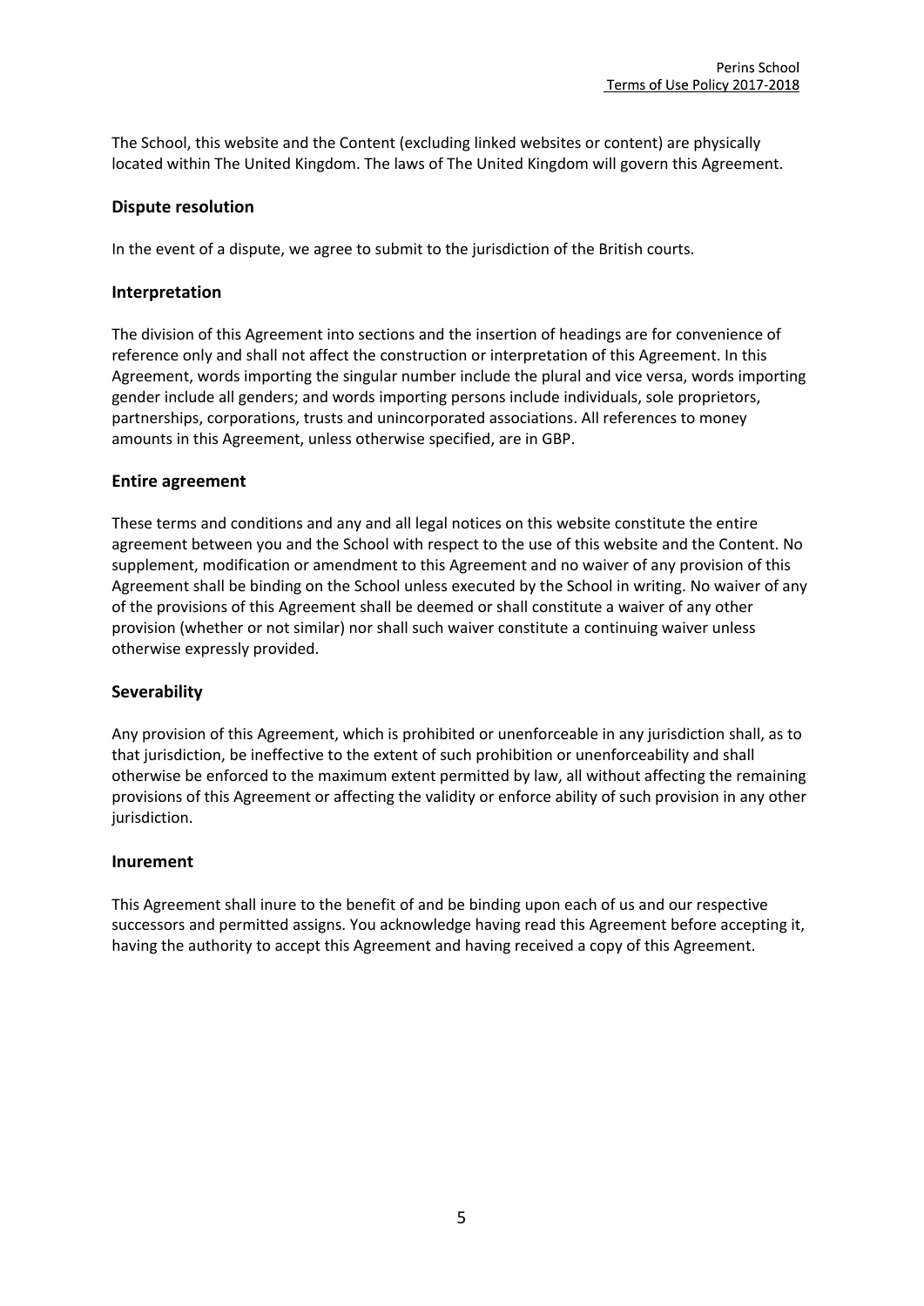The School, this website and the Content (excluding linked websites or content) are physically located within The United Kingdom. The laws of The United Kingdom will govern this Agreement.

### Dispute resolution

In the event of a dispute, we agree to submit to the jurisdiction of the British courts.

### Interpretation

The division of this Agreement into sections and the insertion of headings are for convenience of reference only and shall not affect the construction or interpretation of this Agreement. In this Agreement, words importing the singular number include the plural and vice versa, words importing gender include all genders; and words importing persons include individuals, sole proprietors, partnerships, corporations, trusts and unincorporated associations. All references to money amounts in this Agreement, unless otherwise specified, are in GBP.

### Entire agreement

These terms and conditions and any and all legal notices on this website constitute the entire agreement between you and the School with respect to the use of this website and the Content. No supplement, modification or amendment to this Agreement and no waiver of any provision of this Agreement shall be binding on the School unless executed by the School in writing. No waiver of any of the provisions of this Agreement shall be deemed or shall constitute a waiver of any other provision (whether or not similar) nor shall such waiver constitute a continuing waiver unless otherwise expressly provided.

### Severability

Any provision of this Agreement, which is prohibited or unenforceable in any jurisdiction shall, as to that jurisdiction, be ineffective to the extent of such prohibition or unenforceability and shall otherwise be enforced to the maximum extent permitted by law, all without affecting the remaining provisions of this Agreement or affecting the validity or enforce ability of such provision in any other jurisdiction.

### Inurement

This Agreement shall inure to the benefit of and be binding upon each of us and our respective successors and permitted assigns. You acknowledge having read this Agreement before accepting it, having the authority to accept this Agreement and having received a copy of this Agreement.